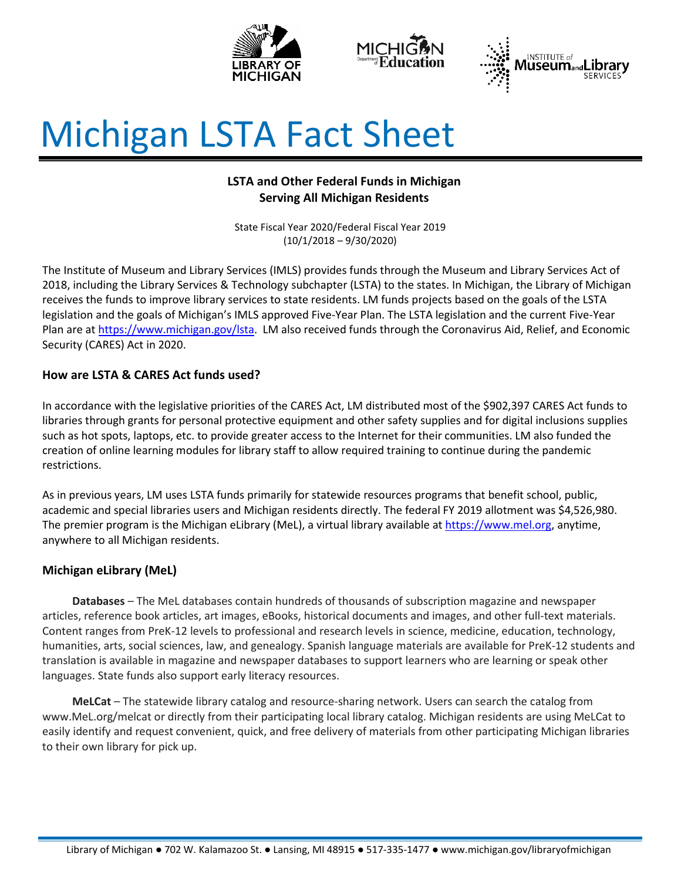# Michigan LSTA Fact Sheet

**LSTA and Other Federal Funds in Michigan**
**Serving All Michigan Residents**

State Fiscal Year 2020/Federal Fiscal Year 2019
(10/1/2018 – 9/30/2020)

The Institute of Museum and Library Services (IMLS) provides funds through the Museum and Library Services Act of 2018, including the Library Services & Technology subchapter (LSTA) to the states. In Michigan, the Library of Michigan receives the funds to improve library services to state residents. LM funds projects based on the goals of the LSTA legislation and the goals of Michigan's IMLS approved Five-Year Plan. The LSTA legislation and the current Five-Year Plan are at https://www.michigan.gov/lsta. LM also received funds through the Coronavirus Aid, Relief, and Economic Security (CARES) Act in 2020.

### How are LSTA & CARES Act funds used?

In accordance with the legislative priorities of the CARES Act, LM distributed most of the $902,397 CARES Act funds to libraries through grants for personal protective equipment and other safety supplies and for digital inclusions supplies such as hot spots, laptops, etc. to provide greater access to the Internet for their communities. LM also funded the creation of online learning modules for library staff to allow required training to continue during the pandemic restrictions.

As in previous years, LM uses LSTA funds primarily for statewide resources programs that benefit school, public, academic and special libraries users and Michigan residents directly. The federal FY 2019 allotment was $4,526,980. The premier program is the Michigan eLibrary (MeL), a virtual library available at https://www.mel.org, anytime, anywhere to all Michigan residents.

### Michigan eLibrary (MeL)

**Databases** – The MeL databases contain hundreds of thousands of subscription magazine and newspaper articles, reference book articles, art images, eBooks, historical documents and images, and other full-text materials. Content ranges from PreK-12 levels to professional and research levels in science, medicine, education, technology, humanities, arts, social sciences, law, and genealogy. Spanish language materials are available for PreK-12 students and translation is available in magazine and newspaper databases to support learners who are learning or speak other languages. State funds also support early literacy resources.

**MeLCat** – The statewide library catalog and resource-sharing network. Users can search the catalog from www.MeL.org/melcat or directly from their participating local library catalog. Michigan residents are using MeLCat to easily identify and request convenient, quick, and free delivery of materials from other participating Michigan libraries to their own library for pick up.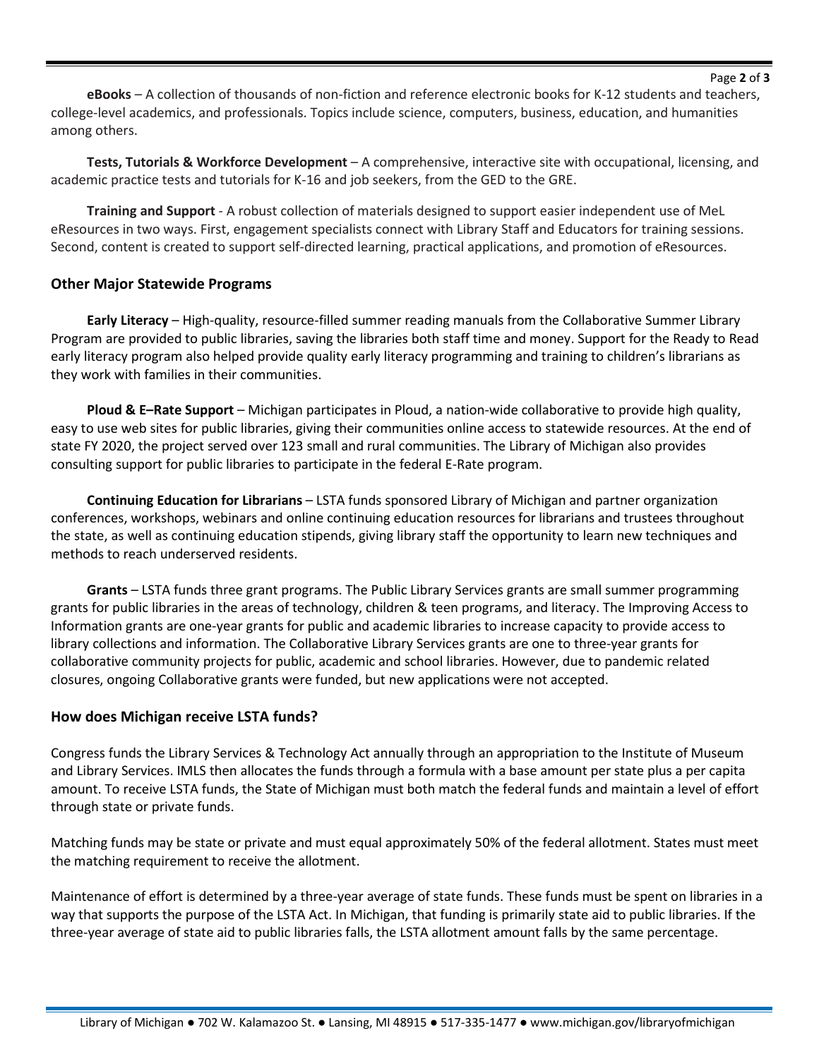**eBooks** – A collection of thousands of non-fiction and reference electronic books for K-12 students and teachers, college-level academics, and professionals. Topics include science, computers, business, education, and humanities among others.

**Tests, Tutorials & Workforce Development** – A comprehensive, interactive site with occupational, licensing, and academic practice tests and tutorials for K-16 and job seekers, from the GED to the GRE.

**Training and Support** - A robust collection of materials designed to support easier independent use of MeL eResources in two ways. First, engagement specialists connect with Library Staff and Educators for training sessions. Second, content is created to support self-directed learning, practical applications, and promotion of eResources.

## Other Major Statewide Programs

**Early Literacy** – High-quality, resource-filled summer reading manuals from the Collaborative Summer Library Program are provided to public libraries, saving the libraries both staff time and money. Support for the Ready to Read early literacy program also helped provide quality early literacy programming and training to children's librarians as they work with families in their communities.

**Ploud & E–Rate Support** – Michigan participates in Ploud, a nation-wide collaborative to provide high quality, easy to use web sites for public libraries, giving their communities online access to statewide resources. At the end of state FY 2020, the project served over 123 small and rural communities. The Library of Michigan also provides consulting support for public libraries to participate in the federal E-Rate program.

**Continuing Education for Librarians** – LSTA funds sponsored Library of Michigan and partner organization conferences, workshops, webinars and online continuing education resources for librarians and trustees throughout the state, as well as continuing education stipends, giving library staff the opportunity to learn new techniques and methods to reach underserved residents.

**Grants** – LSTA funds three grant programs. The Public Library Services grants are small summer programming grants for public libraries in the areas of technology, children & teen programs, and literacy. The Improving Access to Information grants are one-year grants for public and academic libraries to increase capacity to provide access to library collections and information. The Collaborative Library Services grants are one to three-year grants for collaborative community projects for public, academic and school libraries. However, due to pandemic related closures, ongoing Collaborative grants were funded, but new applications were not accepted.

## How does Michigan receive LSTA funds?

Congress funds the Library Services & Technology Act annually through an appropriation to the Institute of Museum and Library Services. IMLS then allocates the funds through a formula with a base amount per state plus a per capita amount. To receive LSTA funds, the State of Michigan must both match the federal funds and maintain a level of effort through state or private funds.

Matching funds may be state or private and must equal approximately 50% of the federal allotment. States must meet the matching requirement to receive the allotment.

Maintenance of effort is determined by a three-year average of state funds. These funds must be spent on libraries in a way that supports the purpose of the LSTA Act. In Michigan, that funding is primarily state aid to public libraries. If the three-year average of state aid to public libraries falls, the LSTA allotment amount falls by the same percentage.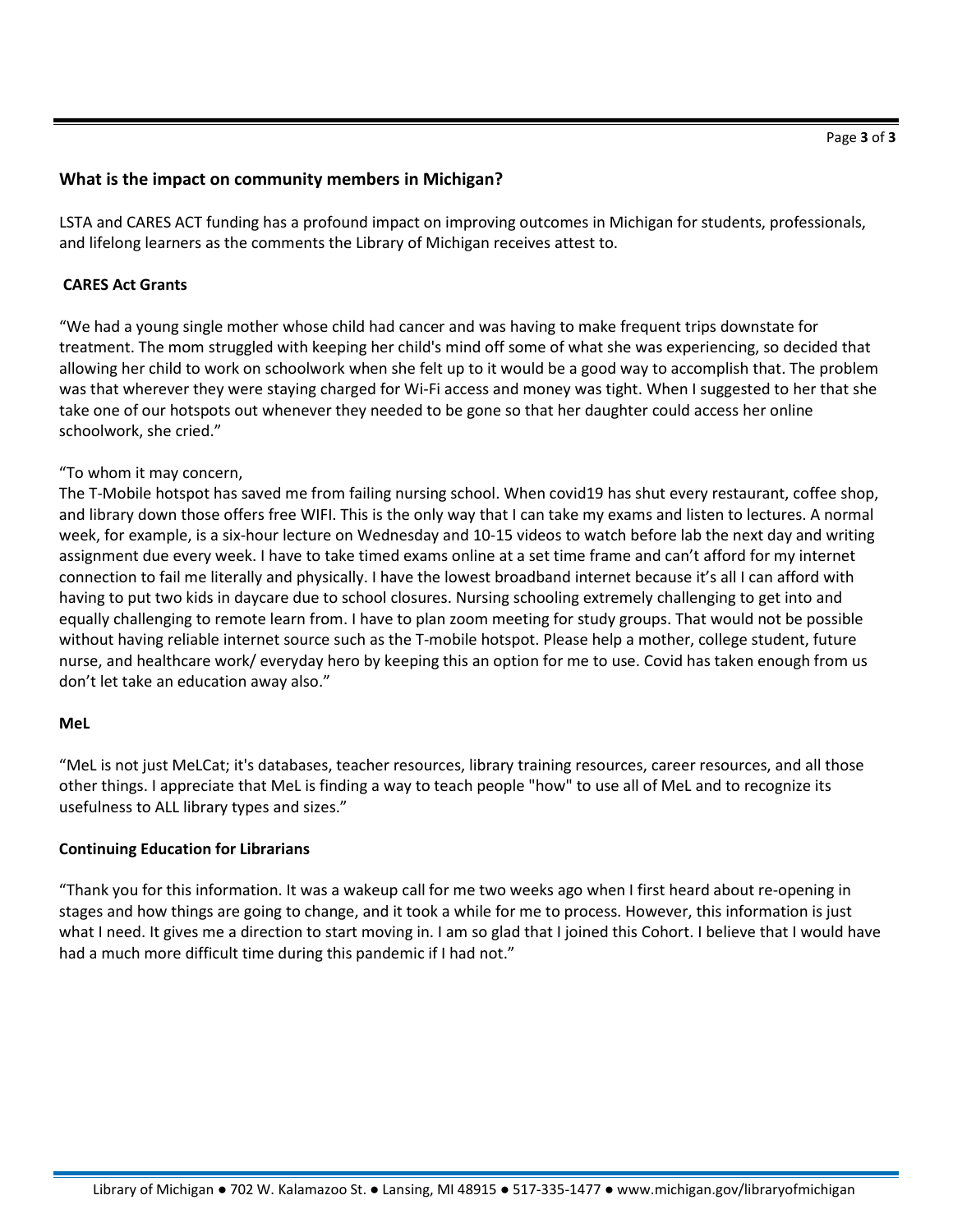## What is the impact on community members in Michigan?

LSTA and CARES ACT funding has a profound impact on improving outcomes in Michigan for students, professionals, and lifelong learners as the comments the Library of Michigan receives attest to.

### CARES Act Grants

"We had a young single mother whose child had cancer and was having to make frequent trips downstate for treatment. The mom struggled with keeping her child's mind off some of what she was experiencing, so decided that allowing her child to work on schoolwork when she felt up to it would be a good way to accomplish that. The problem was that wherever they were staying charged for Wi-Fi access and money was tight. When I suggested to her that she take one of our hotspots out whenever they needed to be gone so that her daughter could access her online schoolwork, she cried."

"To whom it may concern,
The T-Mobile hotspot has saved me from failing nursing school. When covid19 has shut every restaurant, coffee shop, and library down those offers free WIFI. This is the only way that I can take my exams and listen to lectures. A normal week, for example, is a six-hour lecture on Wednesday and 10-15 videos to watch before lab the next day and writing assignment due every week. I have to take timed exams online at a set time frame and can't afford for my internet connection to fail me literally and physically. I have the lowest broadband internet because it's all I can afford with having to put two kids in daycare due to school closures. Nursing schooling extremely challenging to get into and equally challenging to remote learn from. I have to plan zoom meeting for study groups. That would not be possible without having reliable internet source such as the T-mobile hotspot. Please help a mother, college student, future nurse, and healthcare work/ everyday hero by keeping this an option for me to use. Covid has taken enough from us don't let take an education away also."

### MeL

"MeL is not just MeLCat; it's databases, teacher resources, library training resources, career resources, and all those other things. I appreciate that MeL is finding a way to teach people "how" to use all of MeL and to recognize its usefulness to ALL library types and sizes."

### Continuing Education for Librarians

"Thank you for this information. It was a wakeup call for me two weeks ago when I first heard about re-opening in stages and how things are going to change, and it took a while for me to process. However, this information is just what I need. It gives me a direction to start moving in. I am so glad that I joined this Cohort. I believe that I would have had a much more difficult time during this pandemic if I had not."